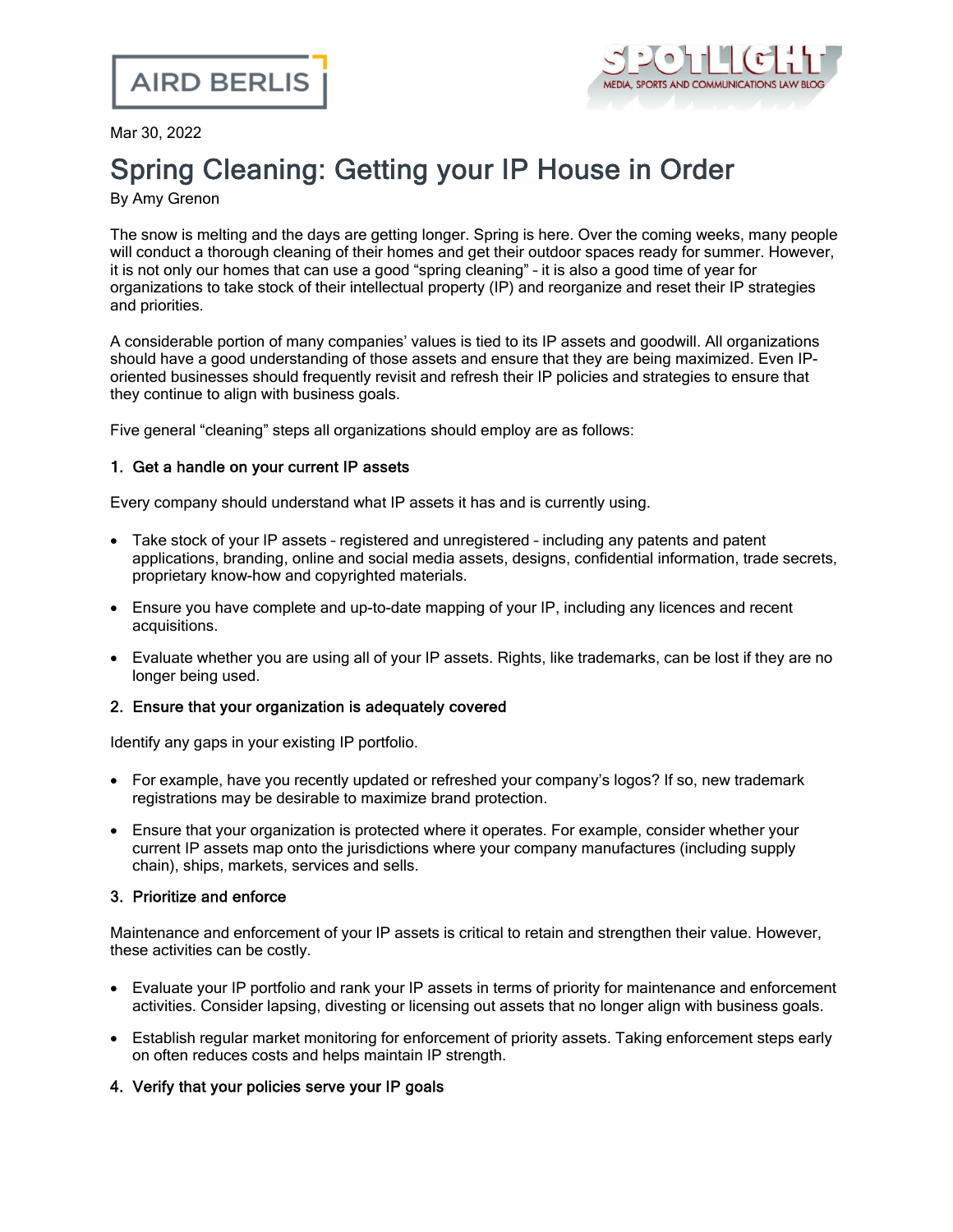Mar 30, 2022

# Spring Cleaning: Getting your IP House in Order

By Amy Grenon

The snow is melting and the days are getting longer. Spring is here. Over the coming weeks, many people will conduct a thorough cleaning of their homes and get their outdoor spaces ready for summer. However, it is not only our homes that can use a good "spring cleaning" – it is also a good time of year for organizations to take stock of their intellectual property (IP) and reorganize and reset their IP strategies and priorities.

A considerable portion of many companies' values is tied to its IP assets and goodwill. All organizations should have a good understanding of those assets and ensure that they are being maximized. Even IP-oriented businesses should frequently revisit and refresh their IP policies and strategies to ensure that they continue to align with business goals.

Five general "cleaning" steps all organizations should employ are as follows:

### 1. Get a handle on your current IP assets

Every company should understand what IP assets it has and is currently using.

- Take stock of your IP assets – registered and unregistered – including any patents and patent applications, branding, online and social media assets, designs, confidential information, trade secrets, proprietary know-how and copyrighted materials.
- Ensure you have complete and up-to-date mapping of your IP, including any licences and recent acquisitions.
- Evaluate whether you are using all of your IP assets. Rights, like trademarks, can be lost if they are no longer being used.

### 2. Ensure that your organization is adequately covered

Identify any gaps in your existing IP portfolio.

- For example, have you recently updated or refreshed your company's logos? If so, new trademark registrations may be desirable to maximize brand protection.
- Ensure that your organization is protected where it operates. For example, consider whether your current IP assets map onto the jurisdictions where your company manufactures (including supply chain), ships, markets, services and sells.

### 3. Prioritize and enforce

Maintenance and enforcement of your IP assets is critical to retain and strengthen their value. However, these activities can be costly.

- Evaluate your IP portfolio and rank your IP assets in terms of priority for maintenance and enforcement activities. Consider lapsing, divesting or licensing out assets that no longer align with business goals.
- Establish regular market monitoring for enforcement of priority assets. Taking enforcement steps early on often reduces costs and helps maintain IP strength.

### 4. Verify that your policies serve your IP goals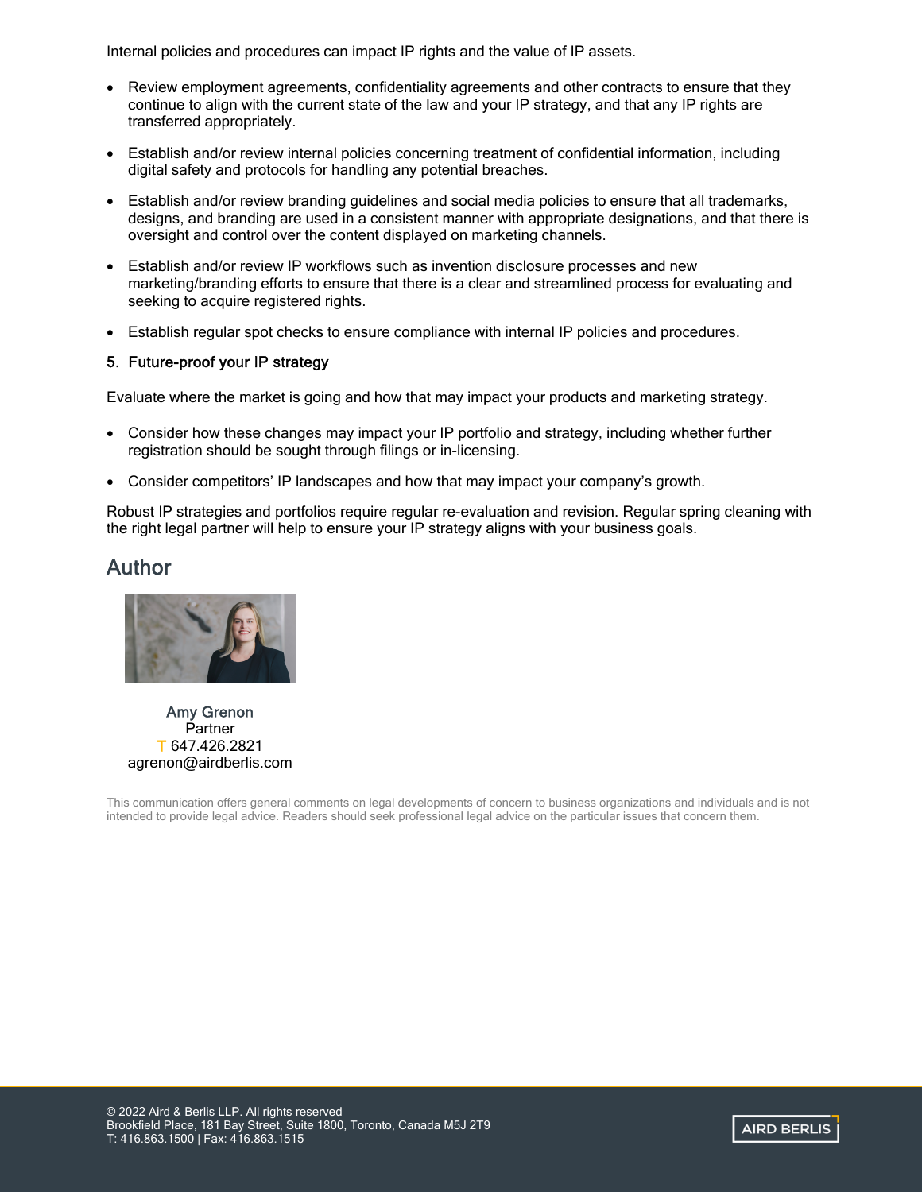Internal policies and procedures can impact IP rights and the value of IP assets.

- Review employment agreements, confidentiality agreements and other contracts to ensure that they continue to align with the current state of the law and your IP strategy, and that any IP rights are transferred appropriately.
- Establish and/or review internal policies concerning treatment of confidential information, including digital safety and protocols for handling any potential breaches.
- Establish and/or review branding guidelines and social media policies to ensure that all trademarks, designs, and branding are used in a consistent manner with appropriate designations, and that there is oversight and control over the content displayed on marketing channels.
- Establish and/or review IP workflows such as invention disclosure processes and new marketing/branding efforts to ensure that there is a clear and streamlined process for evaluating and seeking to acquire registered rights.
- Establish regular spot checks to ensure compliance with internal IP policies and procedures.

**5. Future-proof your IP strategy**

Evaluate where the market is going and how that may impact your products and marketing strategy.

- Consider how these changes may impact your IP portfolio and strategy, including whether further registration should be sought through filings or in-licensing.
- Consider competitors' IP landscapes and how that may impact your company's growth.

Robust IP strategies and portfolios require regular re-evaluation and revision. Regular spring cleaning with the right legal partner will help to ensure your IP strategy aligns with your business goals.

## Author

Amy Grenon
Partner
T 647.426.2821
agrenon@airdberlis.com

This communication offers general comments on legal developments of concern to business organizations and individuals and is not intended to provide legal advice. Readers should seek professional legal advice on the particular issues that concern them.

© 2022 Aird & Berlis LLP. All rights reserved
Brookfield Place, 181 Bay Street, Suite 1800, Toronto, Canada M5J 2T9
T: 416.863.1500 | Fax: 416.863.1515